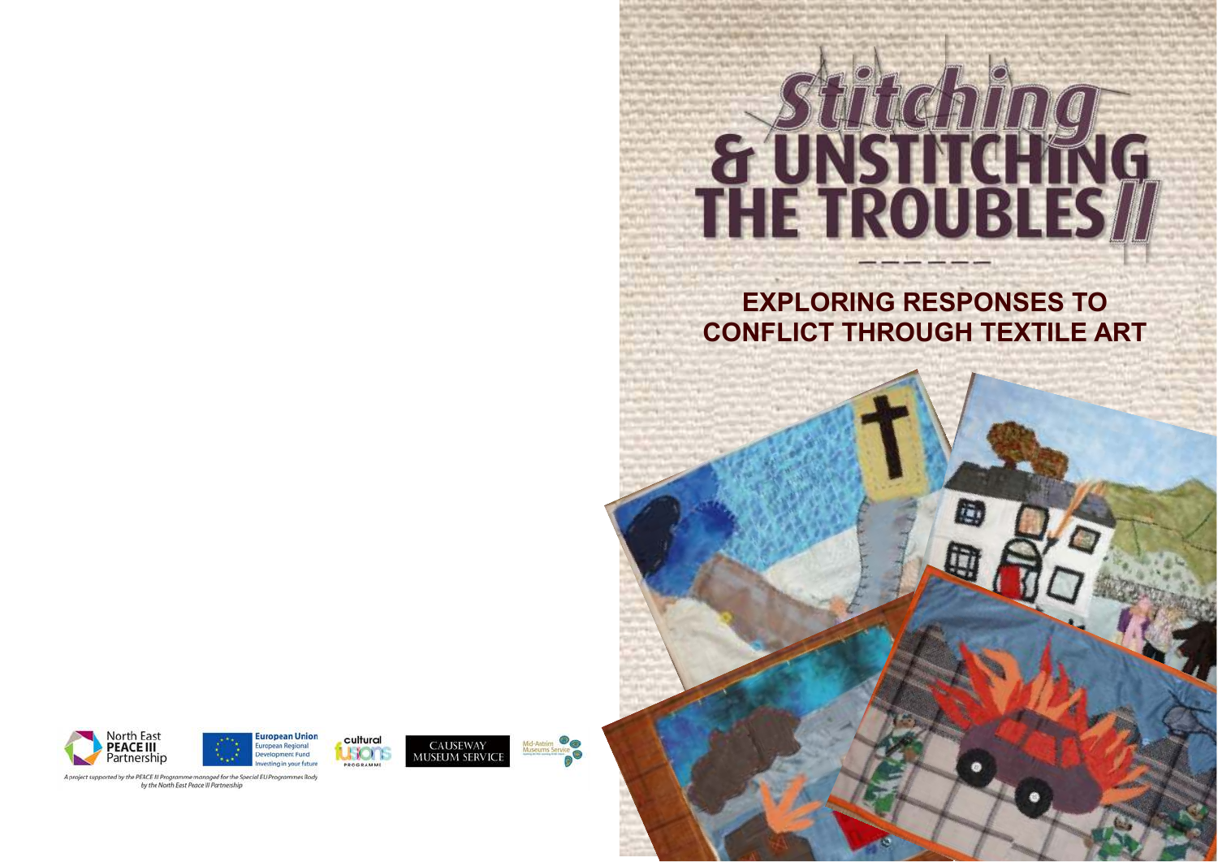# Stitching & Unstitching the Troubles II

## EXPLORING RESPONSES TO CONFLICT THROUGH TEXTILE ART

North East PEACE III Partnership

European Union
European Regional Development Fund
Investing in your future

cultural fusions PROGRAMME

CAUSEWAY MUSEUM SERVICE

Mid-Antrim Museums Service

*A project supported by the PEACE III Programme managed for the Special EU Programmes Body by the North East Peace III Partnership*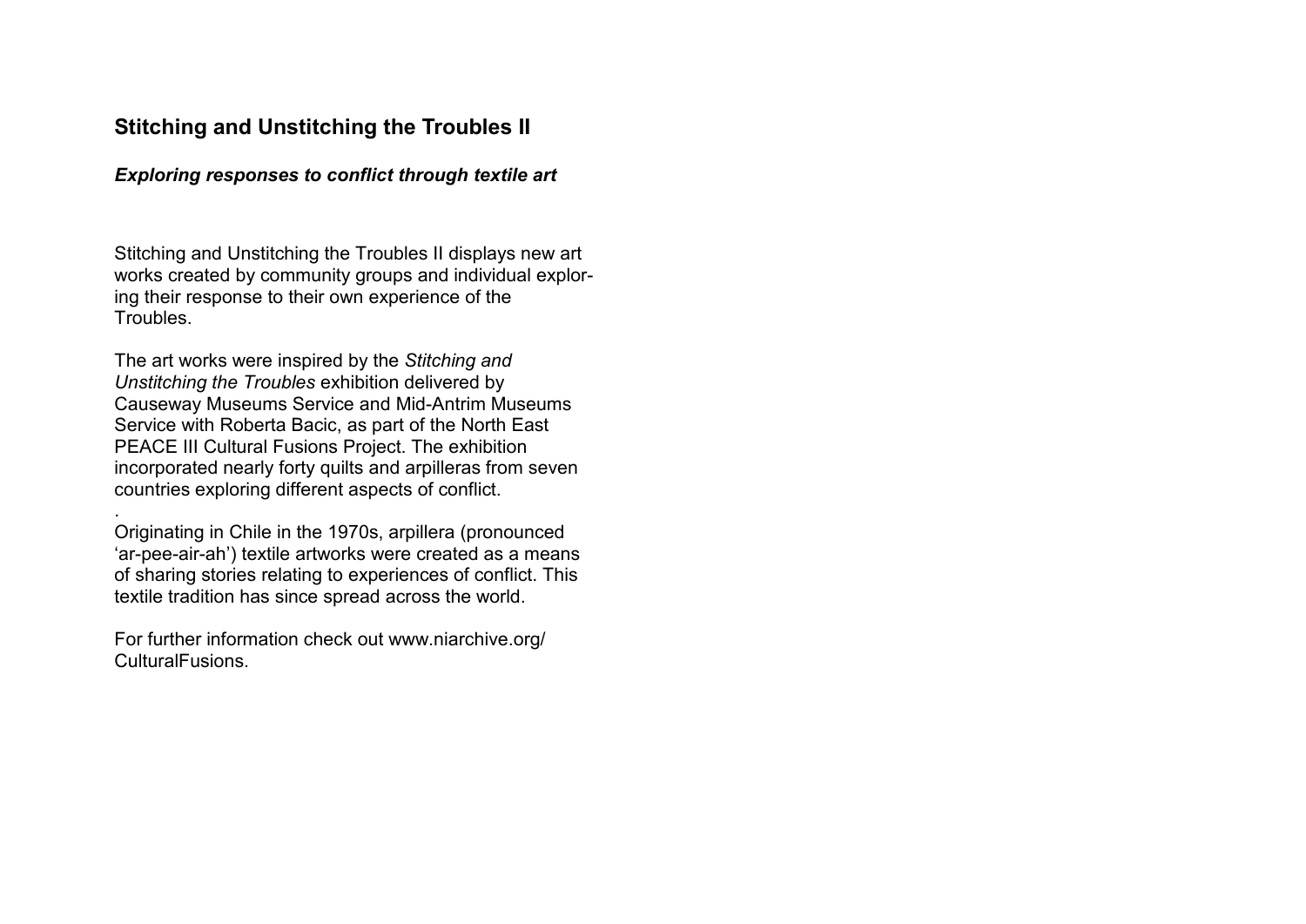## Stitching and Unstitching the Troubles II

### *Exploring responses to conflict through textile art*

Stitching and Unstitching the Troubles II displays new art works created by community groups and individual exploring their response to their own experience of the Troubles.

The art works were inspired by the *Stitching and Unstitching the Troubles* exhibition delivered by Causeway Museums Service and Mid-Antrim Museums Service with Roberta Bacic, as part of the North East PEACE III Cultural Fusions Project. The exhibition incorporated nearly forty quilts and arpilleras from seven countries exploring different aspects of conflict.

.

Originating in Chile in the 1970s, arpillera (pronounced 'ar-pee-air-ah') textile artworks were created as a means of sharing stories relating to experiences of conflict. This textile tradition has since spread across the world.

For further information check out www.niarchive.org/CulturalFusions.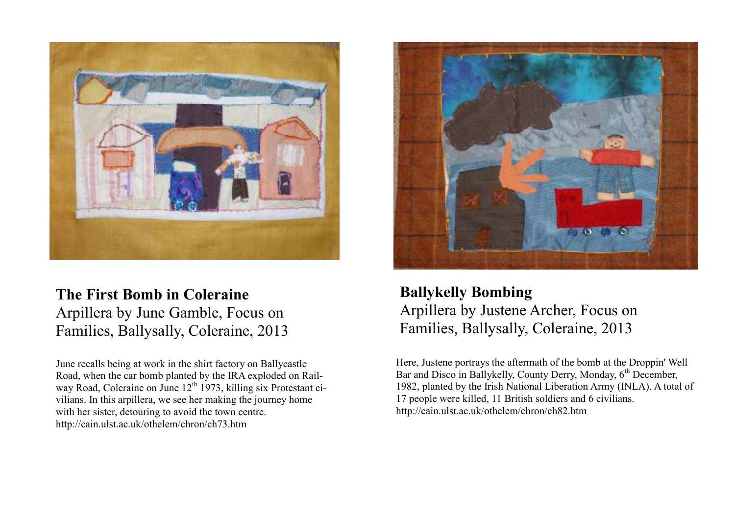**The First Bomb in Coleraine**
Arpillera by June Gamble, Focus on Families, Ballysally, Coleraine, 2013

June recalls being at work in the shirt factory on Ballycastle Road, when the car bomb planted by the IRA exploded on Railway Road, Coleraine on June 12th 1973, killing six Protestant civilians. In this arpillera, we see her making the journey home with her sister, detouring to avoid the town centre.
http://cain.ulst.ac.uk/othelem/chron/ch73.htm

**Ballykelly Bombing**
Arpillera by Justene Archer, Focus on Families, Ballysally, Coleraine, 2013

Here, Justene portrays the aftermath of the bomb at the Droppin' Well Bar and Disco in Ballykelly, County Derry, Monday, 6th December, 1982, planted by the Irish National Liberation Army (INLA). A total of 17 people were killed, 11 British soldiers and 6 civilians.
http://cain.ulst.ac.uk/othelem/chron/ch82.htm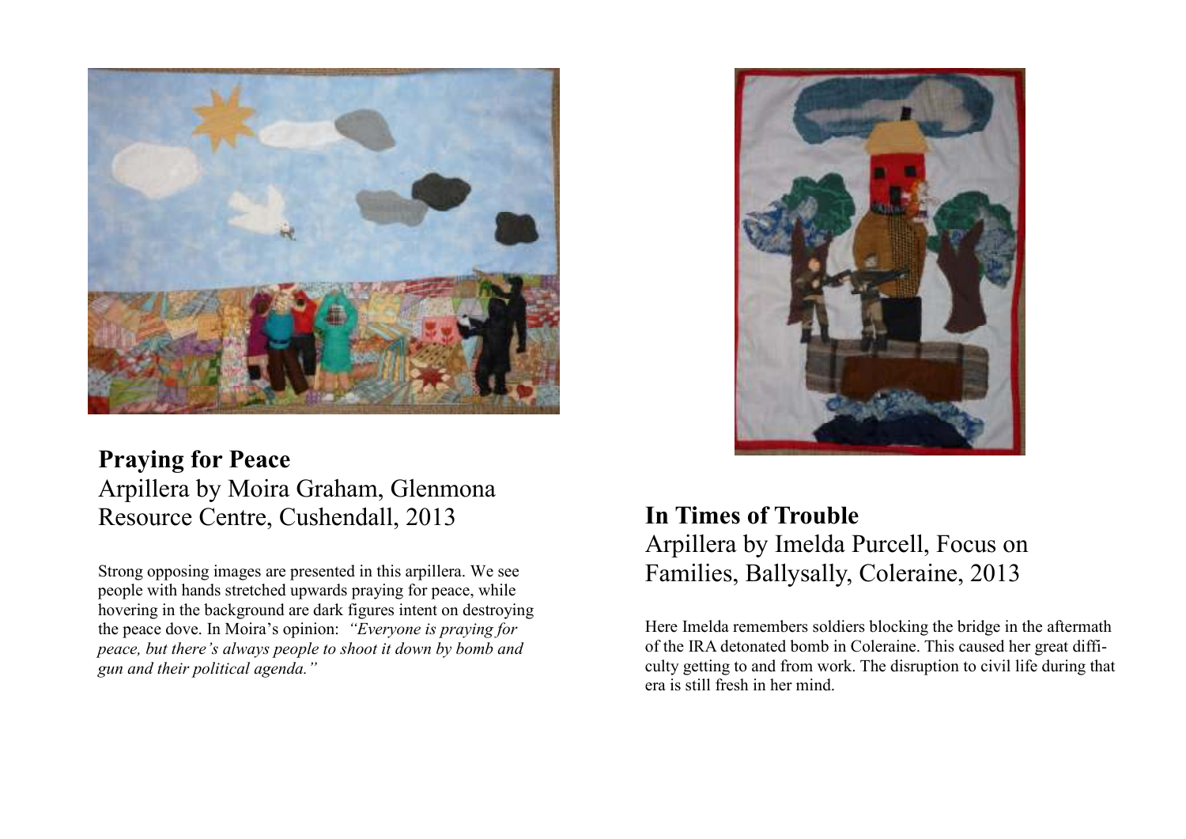**Praying for Peace**
Arpillera by Moira Graham, Glenmona Resource Centre, Cushendall, 2013

Strong opposing images are presented in this arpillera. We see people with hands stretched upwards praying for peace, while hovering in the background are dark figures intent on destroying the peace dove. In Moira's opinion: *"Everyone is praying for peace, but there's always people to shoot it down by bomb and gun and their political agenda."*

**In Times of Trouble**
Arpillera by Imelda Purcell, Focus on Families, Ballysally, Coleraine, 2013

Here Imelda remembers soldiers blocking the bridge in the aftermath of the IRA detonated bomb in Coleraine. This caused her great difficulty getting to and from work. The disruption to civil life during that era is still fresh in her mind.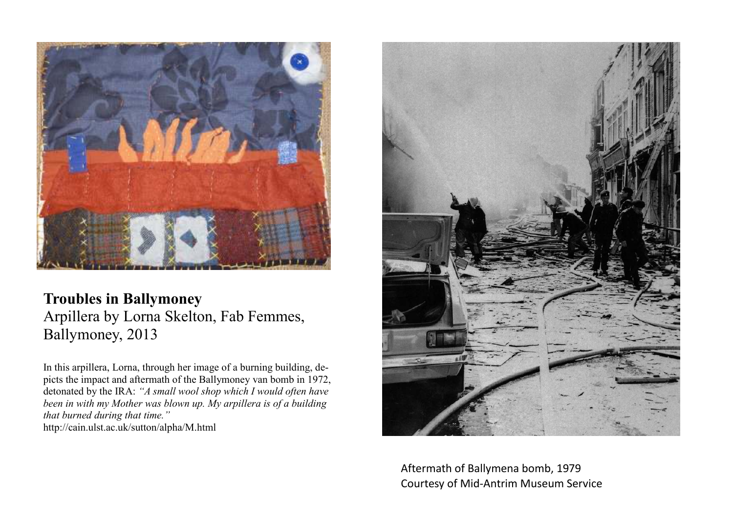**Troubles in Ballymoney**
Arpillera by Lorna Skelton, Fab Femmes, Ballymoney, 2013

In this arpillera, Lorna, through her image of a burning building, depicts the impact and aftermath of the Ballymoney van bomb in 1972, detonated by the IRA: *"A small wool shop which I would often have been in with my Mother was blown up. My arpillera is of a building that burned during that time."*
http://cain.ulst.ac.uk/sutton/alpha/M.html

Aftermath of Ballymena bomb, 1979
Courtesy of Mid-Antrim Museum Service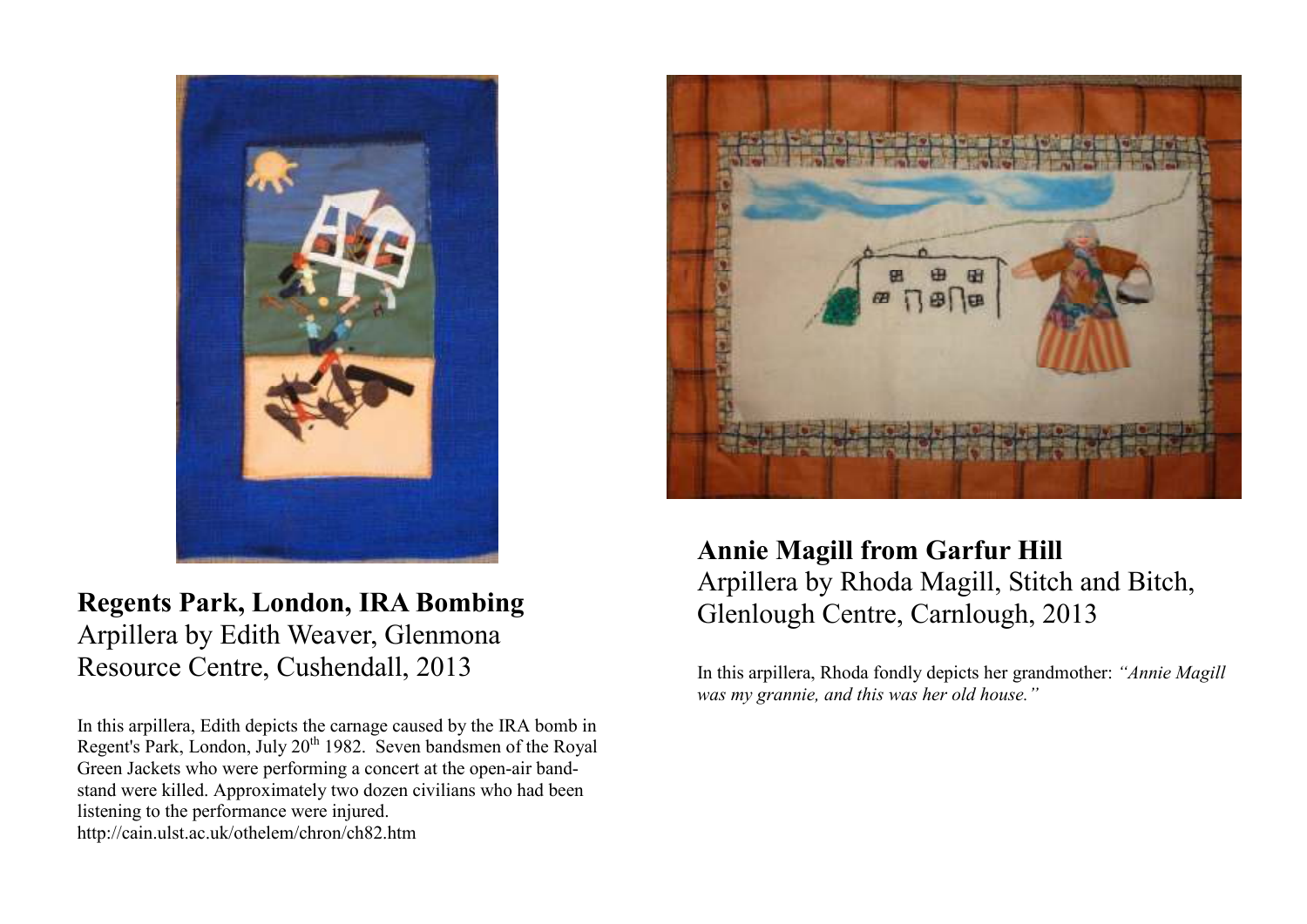**Regents Park, London, IRA Bombing**
Arpillera by Edith Weaver, Glenmona Resource Centre, Cushendall, 2013

In this arpillera, Edith depicts the carnage caused by the IRA bomb in Regent's Park, London, July 20th 1982. Seven bandsmen of the Royal Green Jackets who were performing a concert at the open-air band-stand were killed. Approximately two dozen civilians who had been listening to the performance were injured.
http://cain.ulst.ac.uk/othelem/chron/ch82.htm

**Annie Magill from Garfur Hill**
Arpillera by Rhoda Magill, Stitch and Bitch, Glenlough Centre, Carnlough, 2013

In this arpillera, Rhoda fondly depicts her grandmother: *"Annie Magill was my grannie, and this was her old house."*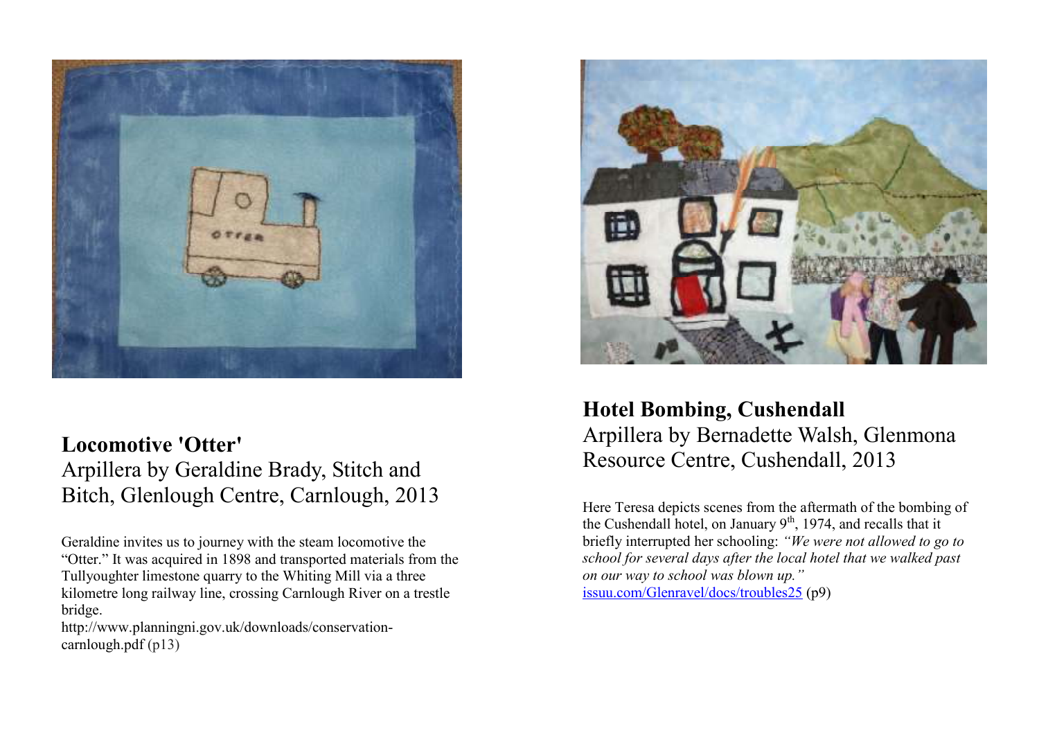## Locomotive 'Otter'

Arpillera by Geraldine Brady, Stitch and Bitch, Glenlough Centre, Carnlough, 2013

Geraldine invites us to journey with the steam locomotive the "Otter." It was acquired in 1898 and transported materials from the Tullyoughter limestone quarry to the Whiting Mill via a three kilometre long railway line, crossing Carnlough River on a trestle bridge.

http://www.planningni.gov.uk/downloads/conservation-carnlough.pdf (p13)

## Hotel Bombing, Cushendall

Arpillera by Bernadette Walsh, Glenmona Resource Centre, Cushendall, 2013

Here Teresa depicts scenes from the aftermath of the bombing of the Cushendall hotel, on January 9th, 1974, and recalls that it briefly interrupted her schooling: *"We were not allowed to go to school for several days after the local hotel that we walked past on our way to school was blown up."*

issuu.com/Glenravel/docs/troubles25 (p9)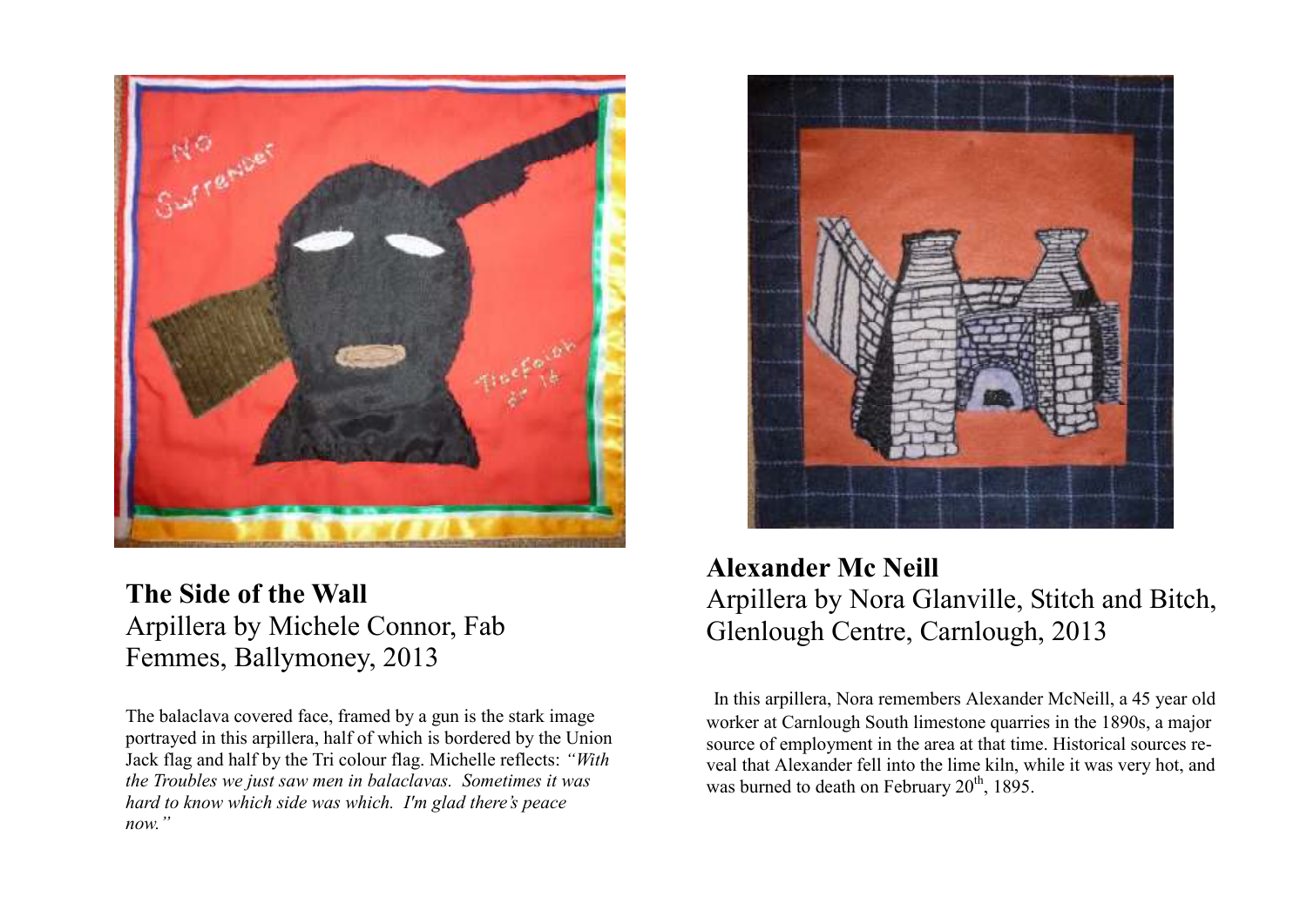## The Side of the Wall

Arpillera by Michele Connor, Fab Femmes, Ballymoney, 2013

The balaclava covered face, framed by a gun is the stark image portrayed in this arpillera, half of which is bordered by the Union Jack flag and half by the Tri colour flag. Michelle reflects: *"With the Troubles we just saw men in balaclavas. Sometimes it was hard to know which side was which. I'm glad there's peace now."*

## Alexander Mc Neill

Arpillera by Nora Glanville, Stitch and Bitch, Glenlough Centre, Carnlough, 2013

In this arpillera, Nora remembers Alexander McNeill, a 45 year old worker at Carnlough South limestone quarries in the 1890s, a major source of employment in the area at that time. Historical sources reveal that Alexander fell into the lime kiln, while it was very hot, and was burned to death on February 20th, 1895.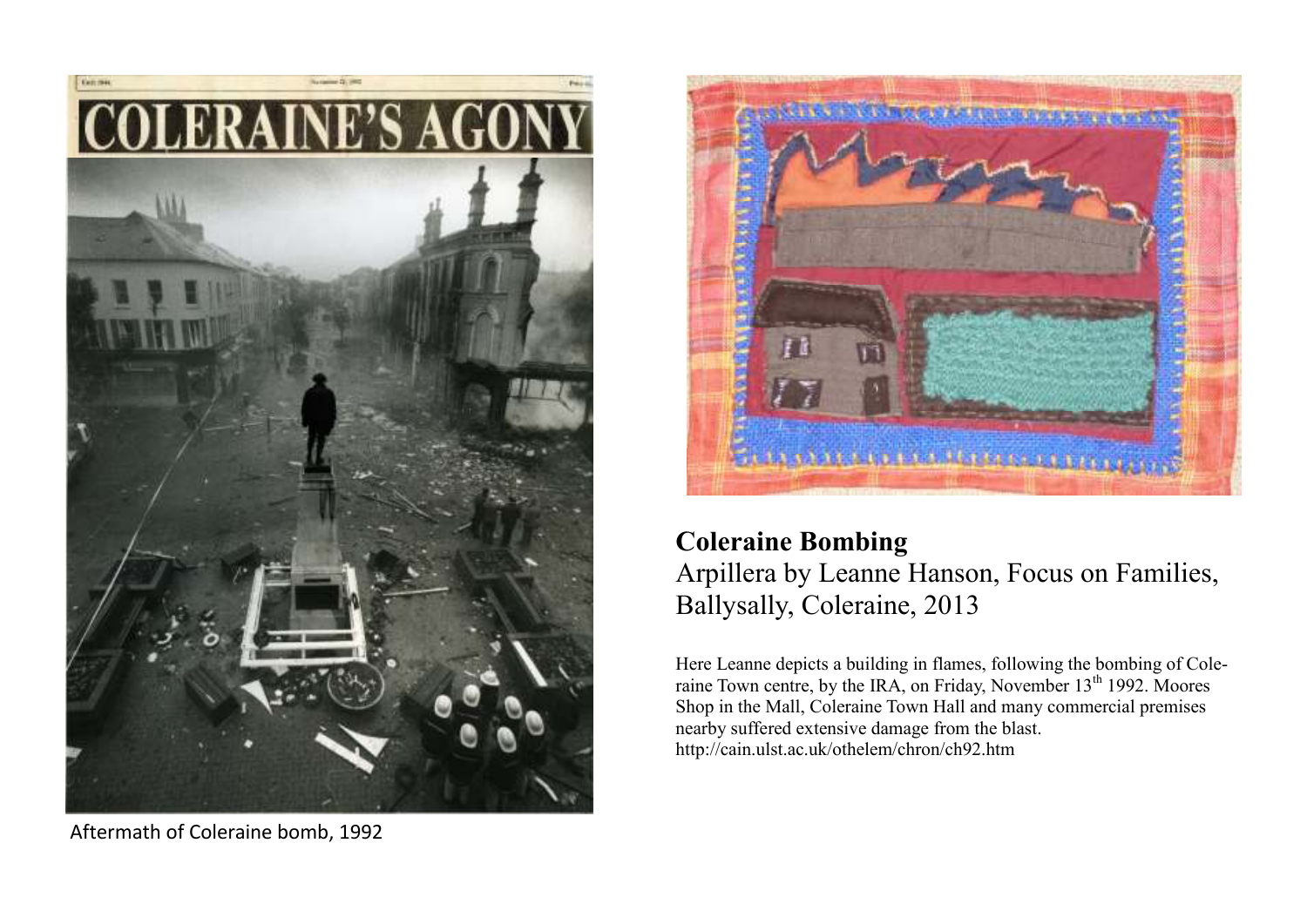Aftermath of Coleraine bomb, 1992

## Coleraine Bombing

Arpillera by Leanne Hanson, Focus on Families, Ballysally, Coleraine, 2013

Here Leanne depicts a building in flames, following the bombing of Coleraine Town centre, by the IRA, on Friday, November 13th 1992. Moores Shop in the Mall, Coleraine Town Hall and many commercial premises nearby suffered extensive damage from the blast.
http://cain.ulst.ac.uk/othelem/chron/ch92.htm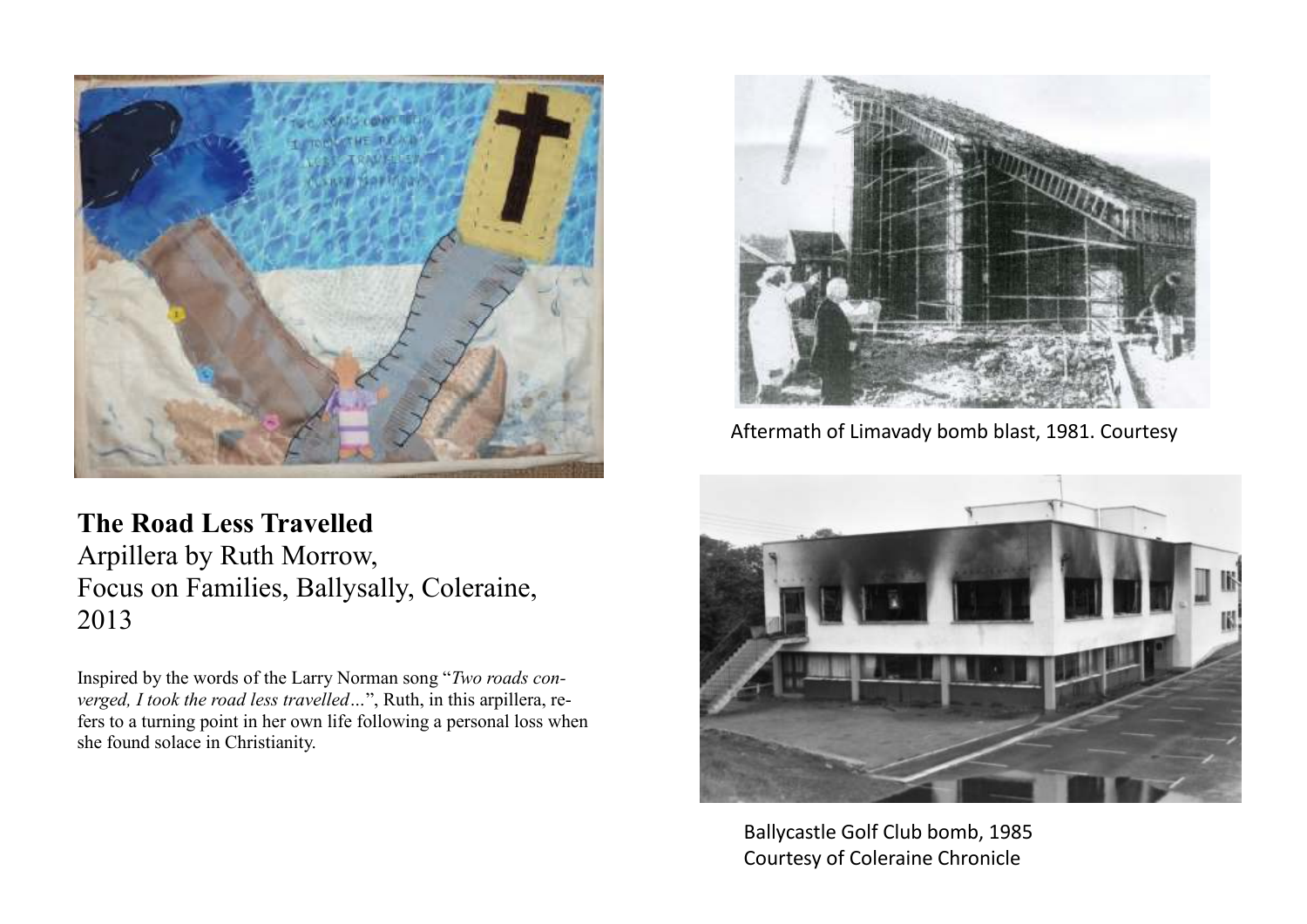**The Road Less Travelled**
Arpillera by Ruth Morrow,
Focus on Families, Ballysally, Coleraine,
2013

Inspired by the words of the Larry Norman song "*Two roads converged, I took the road less travelled…*", Ruth, in this arpillera, refers to a turning point in her own life following a personal loss when she found solace in Christianity.

Aftermath of Limavady bomb blast, 1981. Courtesy

Ballycastle Golf Club bomb, 1985
Courtesy of Coleraine Chronicle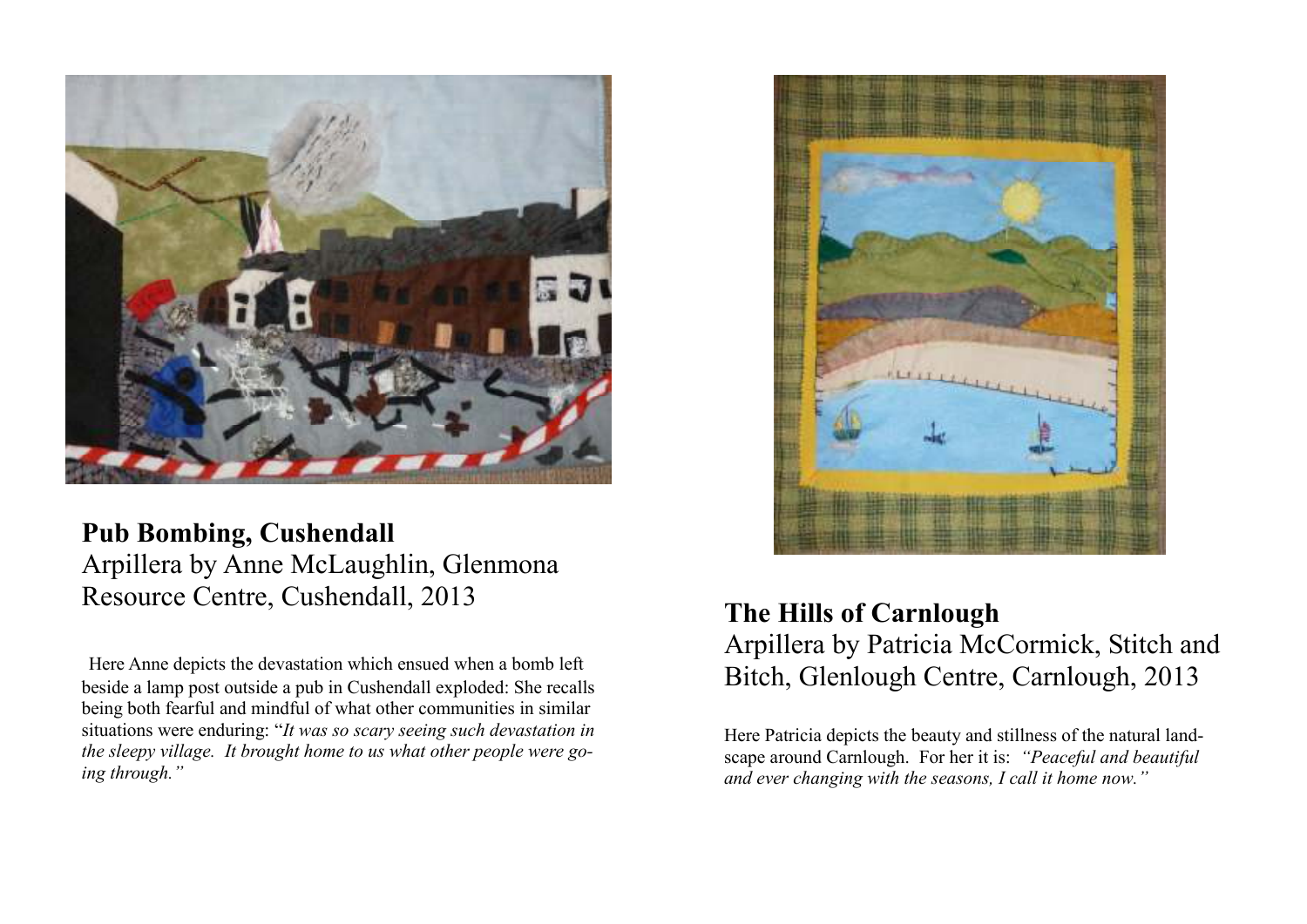## Pub Bombing, Cushendall

Arpillera by Anne McLaughlin, Glenmona Resource Centre, Cushendall, 2013

Here Anne depicts the devastation which ensued when a bomb left beside a lamp post outside a pub in Cushendall exploded: She recalls being both fearful and mindful of what other communities in similar situations were enduring: "*It was so scary seeing such devastation in the sleepy village. It brought home to us what other people were going through.*"

## The Hills of Carnlough

Arpillera by Patricia McCormick, Stitch and Bitch, Glenlough Centre, Carnlough, 2013

Here Patricia depicts the beauty and stillness of the natural landscape around Carnlough. For her it is: *"Peaceful and beautiful and ever changing with the seasons, I call it home now."*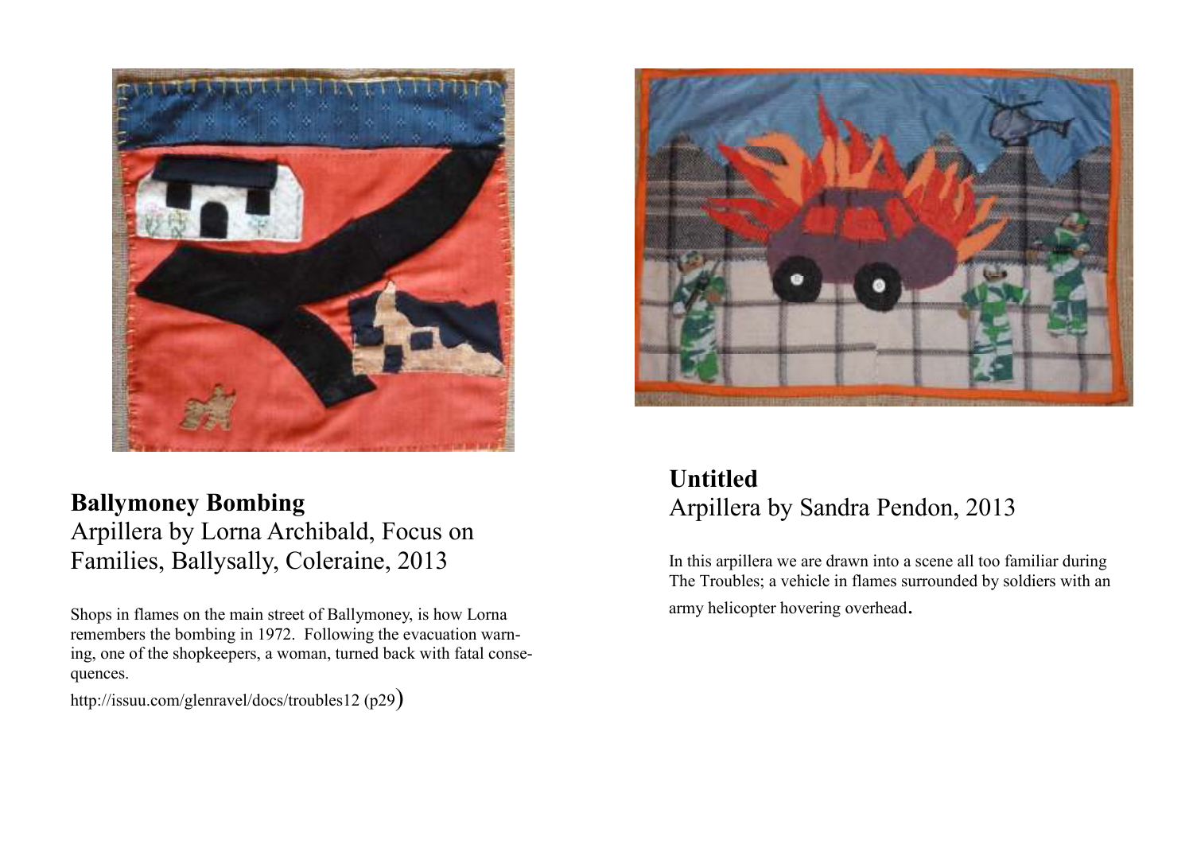**Ballymoney Bombing**
Arpillera by Lorna Archibald, Focus on Families, Ballysally, Coleraine, 2013

Shops in flames on the main street of Ballymoney, is how Lorna remembers the bombing in 1972. Following the evacuation warning, one of the shopkeepers, a woman, turned back with fatal consequences.

http://issuu.com/glenravel/docs/troubles12 (p29)

**Untitled**
Arpillera by Sandra Pendon, 2013

In this arpillera we are drawn into a scene all too familiar during The Troubles; a vehicle in flames surrounded by soldiers with an army helicopter hovering overhead.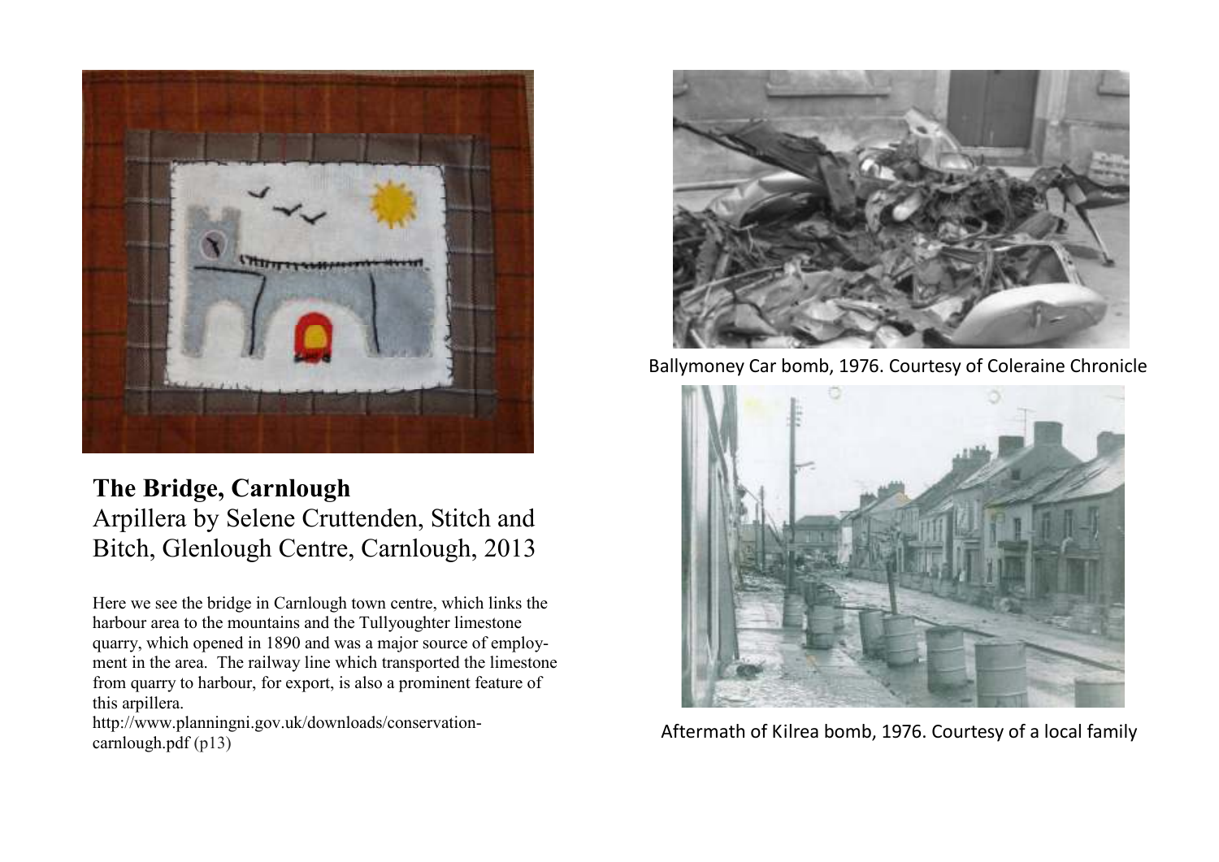## The Bridge, Carnlough

Arpillera by Selene Cruttenden, Stitch and Bitch, Glenlough Centre, Carnlough, 2013

Here we see the bridge in Carnlough town centre, which links the harbour area to the mountains and the Tullyoughter limestone quarry, which opened in 1890 and was a major source of employment in the area. The railway line which transported the limestone from quarry to harbour, for export, is also a prominent feature of this arpillera.

http://www.planningni.gov.uk/downloads/conservation-carnlough.pdf (p13)

Ballymoney Car bomb, 1976. Courtesy of Coleraine Chronicle

Aftermath of Kilrea bomb, 1976. Courtesy of a local family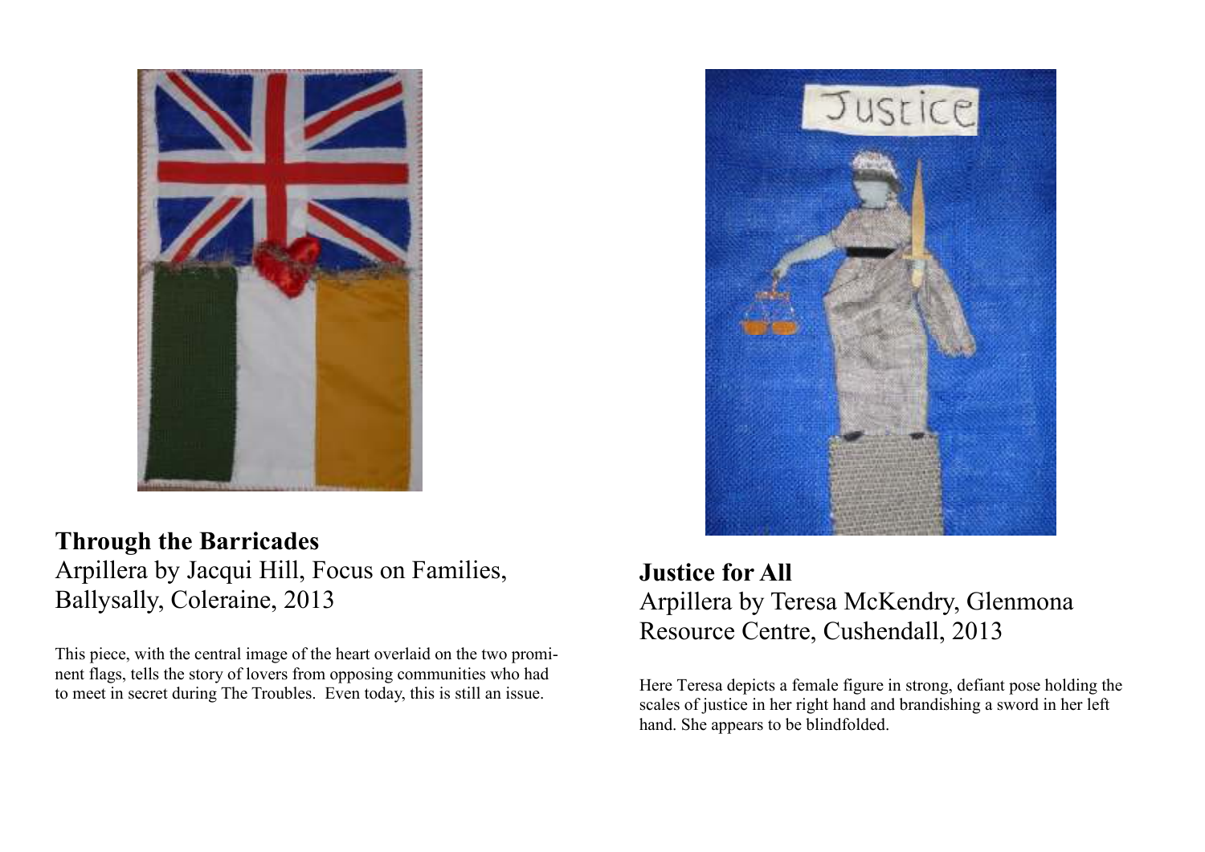**Through the Barricades**
Arpillera by Jacqui Hill, Focus on Families, Ballysally, Coleraine, 2013

This piece, with the central image of the heart overlaid on the two prominent flags, tells the story of lovers from opposing communities who had to meet in secret during The Troubles. Even today, this is still an issue.

**Justice for All**
Arpillera by Teresa McKendry, Glenmona Resource Centre, Cushendall, 2013

Here Teresa depicts a female figure in strong, defiant pose holding the scales of justice in her right hand and brandishing a sword in her left hand. She appears to be blindfolded.